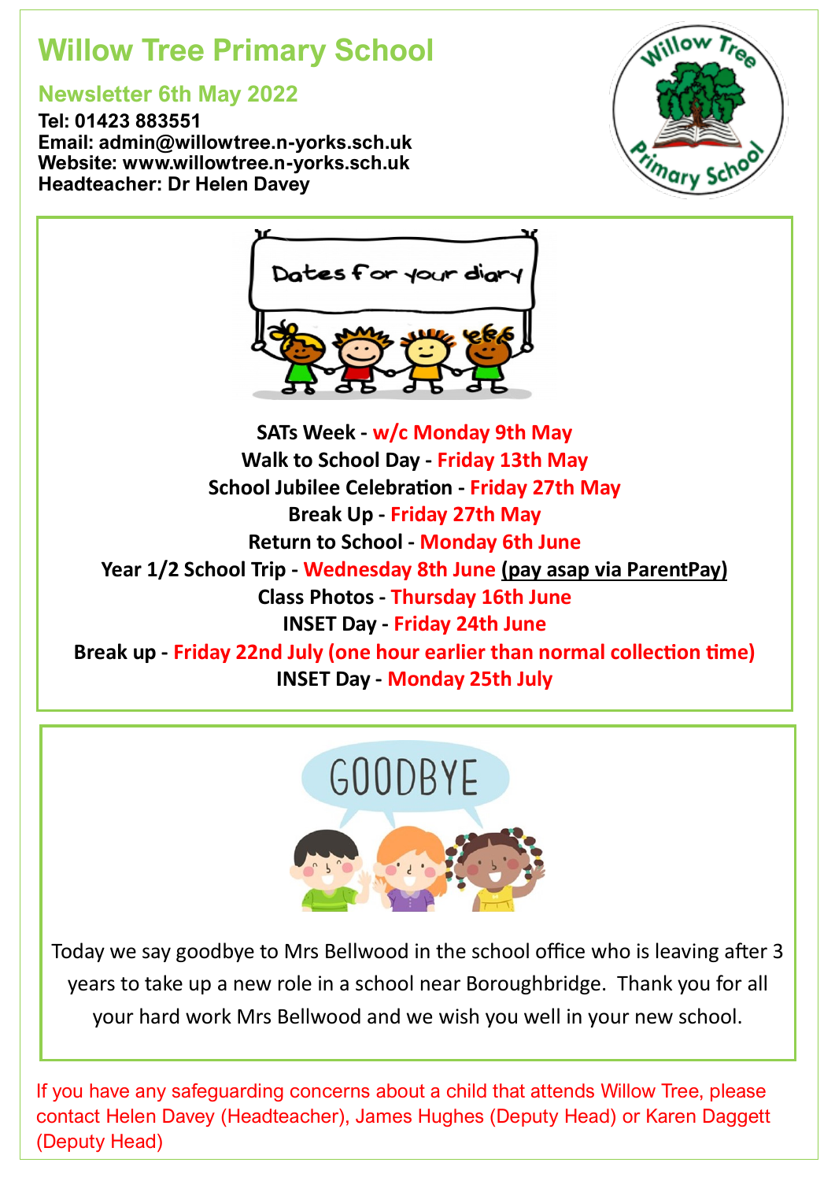# Willow Tree Primary School

## Newsletter 6th May 2022

**Tel: 01423 883551**
**Email: admin@willowtree.n-yorks.sch.uk**
**Website: www.willowtree.n-yorks.sch.uk**
**Headteacher: Dr Helen Davey**

Dates for your diary

**SATs Week - w/c Monday 9th May**
**Walk to School Day - Friday 13th May**
**School Jubilee Celebration - Friday 27th May**
**Break Up - Friday 27th May**
**Return to School - Monday 6th June**
**Year 1/2 School Trip - Wednesday 8th June (pay asap via ParentPay)**
**Class Photos - Thursday 16th June**
**INSET Day - Friday 24th June**
**Break up - Friday 22nd July (one hour earlier than normal collection time)**
**INSET Day - Monday 25th July**

GOODBYE

Today we say goodbye to Mrs Bellwood in the school office who is leaving after 3 years to take up a new role in a school near Boroughbridge. Thank you for all your hard work Mrs Bellwood and we wish you well in your new school.

If you have any safeguarding concerns about a child that attends Willow Tree, please contact Helen Davey (Headteacher), James Hughes (Deputy Head) or Karen Daggett (Deputy Head)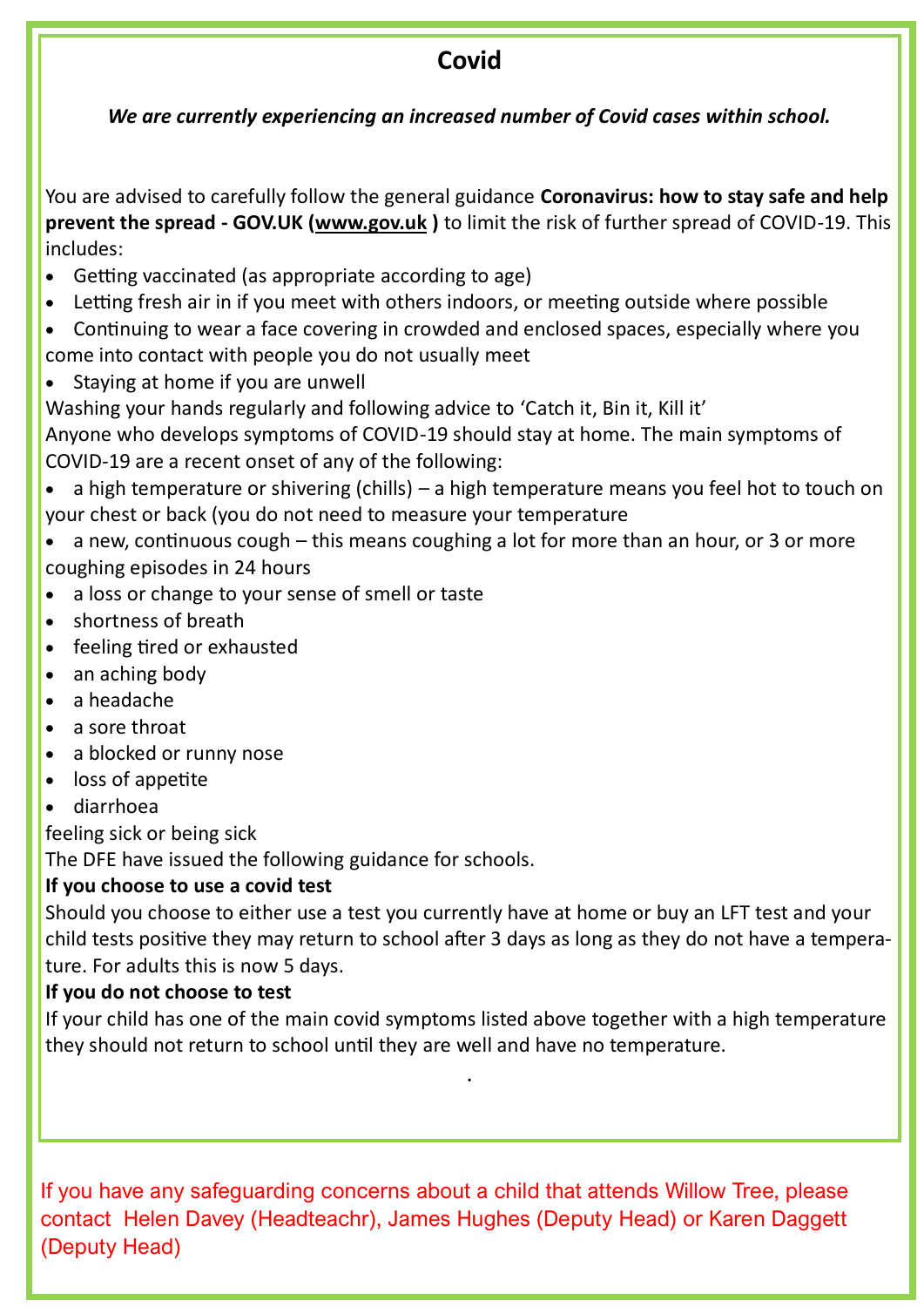## Covid

***We are currently experiencing an increased number of Covid cases within school.***

You are advised to carefully follow the general guidance **Coronavirus: how to stay safe and help prevent the spread - GOV.UK (www.gov.uk )** to limit the risk of further spread of COVID-19. This includes:

- Getting vaccinated (as appropriate according to age)
- Letting fresh air in if you meet with others indoors, or meeting outside where possible
- Continuing to wear a face covering in crowded and enclosed spaces, especially where you come into contact with people you do not usually meet
- Staying at home if you are unwell

Washing your hands regularly and following advice to 'Catch it, Bin it, Kill it'

Anyone who develops symptoms of COVID-19 should stay at home. The main symptoms of COVID-19 are a recent onset of any of the following:

- a high temperature or shivering (chills) – a high temperature means you feel hot to touch on your chest or back (you do not need to measure your temperature
- a new, continuous cough – this means coughing a lot for more than an hour, or 3 or more coughing episodes in 24 hours
- a loss or change to your sense of smell or taste
- shortness of breath
- feeling tired or exhausted
- an aching body
- a headache
- a sore throat
- a blocked or runny nose
- loss of appetite
- diarrhoea

feeling sick or being sick

The DFE have issued the following guidance for schools.

**If you choose to use a covid test**

Should you choose to either use a test you currently have at home or buy an LFT test and your child tests positive they may return to school after 3 days as long as they do not have a temperature. For adults this is now 5 days.

**If you do not choose to test**

If your child has one of the main covid symptoms listed above together with a high temperature they should not return to school until they are well and have no temperature.

If you have any safeguarding concerns about a child that attends Willow Tree, please contact Helen Davey (Headteachr), James Hughes (Deputy Head) or Karen Daggett (Deputy Head)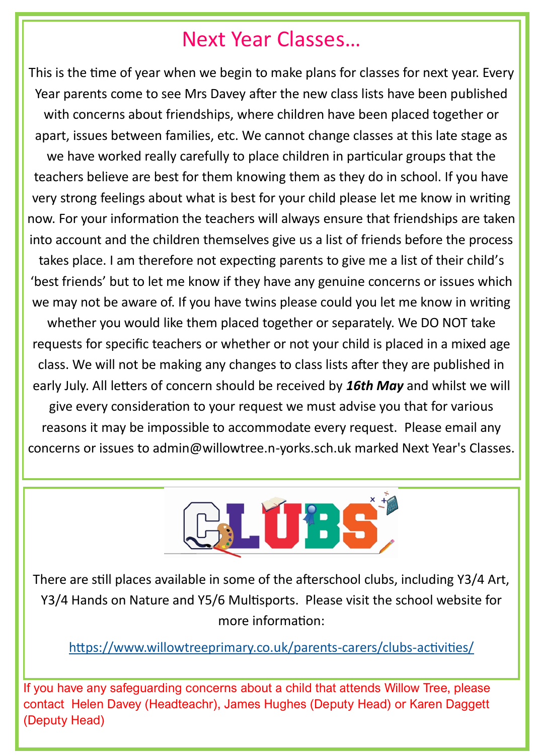# Next Year Classes…

This is the time of year when we begin to make plans for classes for next year. Every Year parents come to see Mrs Davey after the new class lists have been published with concerns about friendships, where children have been placed together or apart, issues between families, etc. We cannot change classes at this late stage as we have worked really carefully to place children in particular groups that the teachers believe are best for them knowing them as they do in school. If you have very strong feelings about what is best for your child please let me know in writing now. For your information the teachers will always ensure that friendships are taken into account and the children themselves give us a list of friends before the process takes place. I am therefore not expecting parents to give me a list of their child's 'best friends' but to let me know if they have any genuine concerns or issues which we may not be aware of. If you have twins please could you let me know in writing whether you would like them placed together or separately. We DO NOT take requests for specific teachers or whether or not your child is placed in a mixed age class. We will not be making any changes to class lists after they are published in early July. All letters of concern should be received by ***16th May*** and whilst we will give every consideration to your request we must advise you that for various reasons it may be impossible to accommodate every request. Please email any concerns or issues to admin@willowtree.n-yorks.sch.uk marked Next Year's Classes.

# CLUBS

There are still places available in some of the afterschool clubs, including Y3/4 Art, Y3/4 Hands on Nature and Y5/6 Multisports. Please visit the school website for more information:

https://www.willowtreeprimary.co.uk/parents-carers/clubs-activities/

If you have any safeguarding concerns about a child that attends Willow Tree, please contact Helen Davey (Headteachr), James Hughes (Deputy Head) or Karen Daggett (Deputy Head)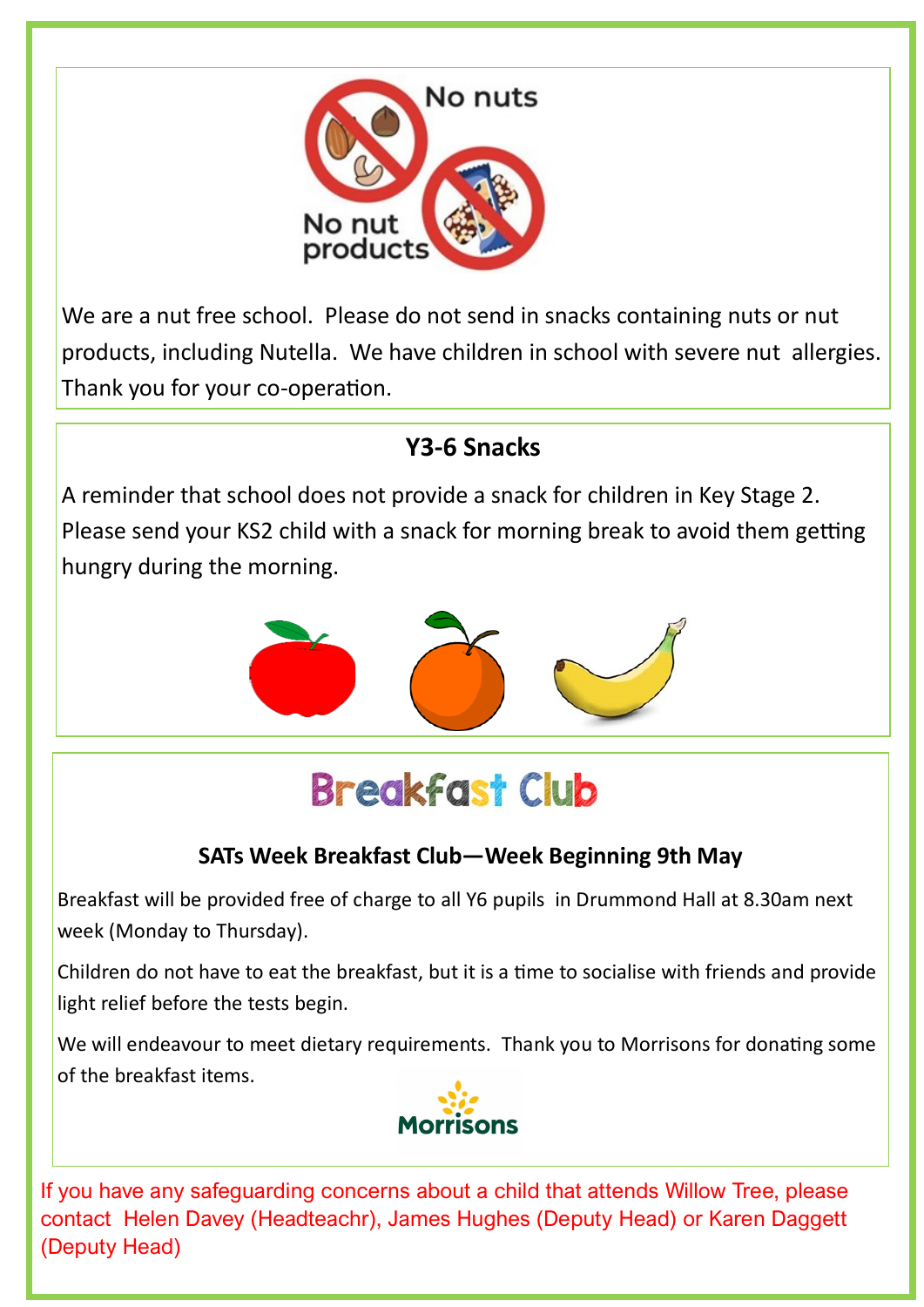No nuts

No nut products

We are a nut free school. Please do not send in snacks containing nuts or nut products, including Nutella. We have children in school with severe nut allergies. Thank you for your co-operation.

## Y3-6 Snacks

A reminder that school does not provide a snack for children in Key Stage 2. Please send your KS2 child with a snack for morning break to avoid them getting hungry during the morning.

# Breakfast Club

### SATs Week Breakfast Club—Week Beginning 9th May

Breakfast will be provided free of charge to all Y6 pupils in Drummond Hall at 8.30am next week (Monday to Thursday).

Children do not have to eat the breakfast, but it is a time to socialise with friends and provide light relief before the tests begin.

We will endeavour to meet dietary requirements. Thank you to Morrisons for donating some of the breakfast items.

Morrisons

If you have any safeguarding concerns about a child that attends Willow Tree, please contact Helen Davey (Headteachr), James Hughes (Deputy Head) or Karen Daggett (Deputy Head)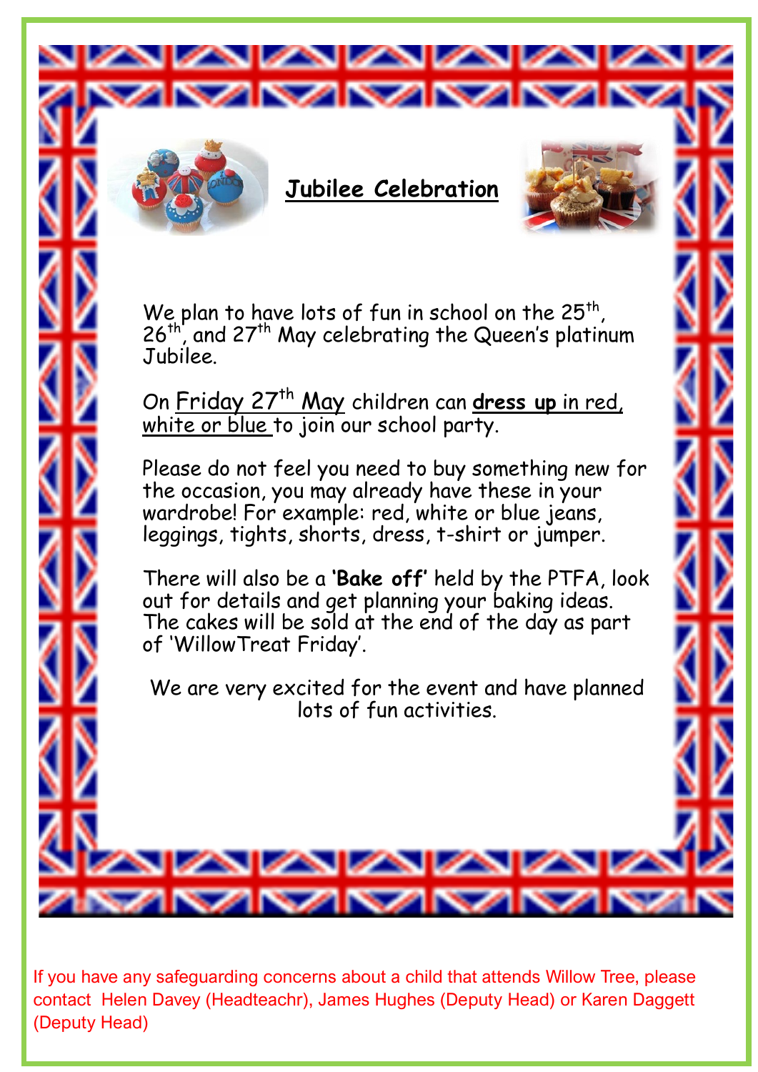## Jubilee Celebration

We plan to have lots of fun in school on the 25th, 26th, and 27th May celebrating the Queen's platinum Jubilee.

On Friday 27th May children can **dress up** in red, white or blue to join our school party.

Please do not feel you need to buy something new for the occasion, you may already have these in your wardrobe! For example: red, white or blue jeans, leggings, tights, shorts, dress, t-shirt or jumper.

There will also be a **'Bake off'** held by the PTFA, look out for details and get planning your baking ideas. The cakes will be sold at the end of the day as part of 'WillowTreat Friday'.

We are very excited for the event and have planned lots of fun activities.

If you have any safeguarding concerns about a child that attends Willow Tree, please contact Helen Davey (Headteachr), James Hughes (Deputy Head) or Karen Daggett (Deputy Head)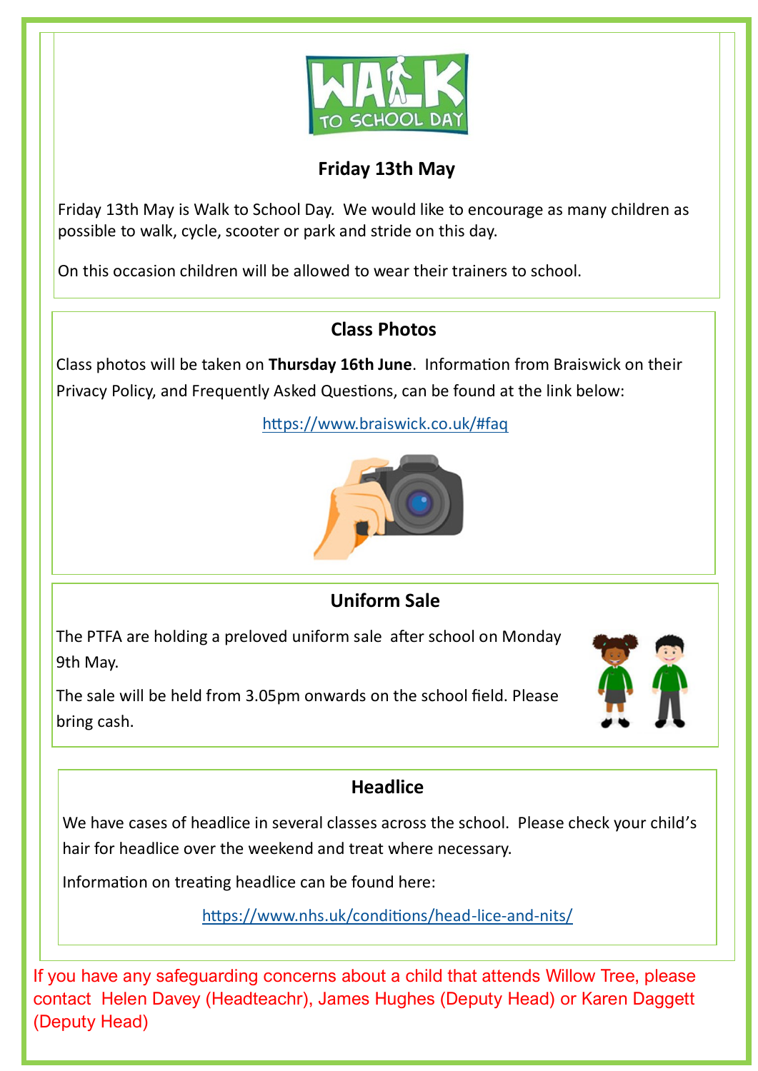## Friday 13th May

Friday 13th May is Walk to School Day. We would like to encourage as many children as possible to walk, cycle, scooter or park and stride on this day.

On this occasion children will be allowed to wear their trainers to school.

## Class Photos

Class photos will be taken on **Thursday 16th June**. Information from Braiswick on their Privacy Policy, and Frequently Asked Questions, can be found at the link below:

https://www.braiswick.co.uk/#faq

## Uniform Sale

The PTFA are holding a preloved uniform sale after school on Monday 9th May.

The sale will be held from 3.05pm onwards on the school field. Please bring cash.

## Headlice

We have cases of headlice in several classes across the school. Please check your child's hair for headlice over the weekend and treat where necessary.

Information on treating headlice can be found here:

https://www.nhs.uk/conditions/head-lice-and-nits/

If you have any safeguarding concerns about a child that attends Willow Tree, please contact Helen Davey (Headteachr), James Hughes (Deputy Head) or Karen Daggett (Deputy Head)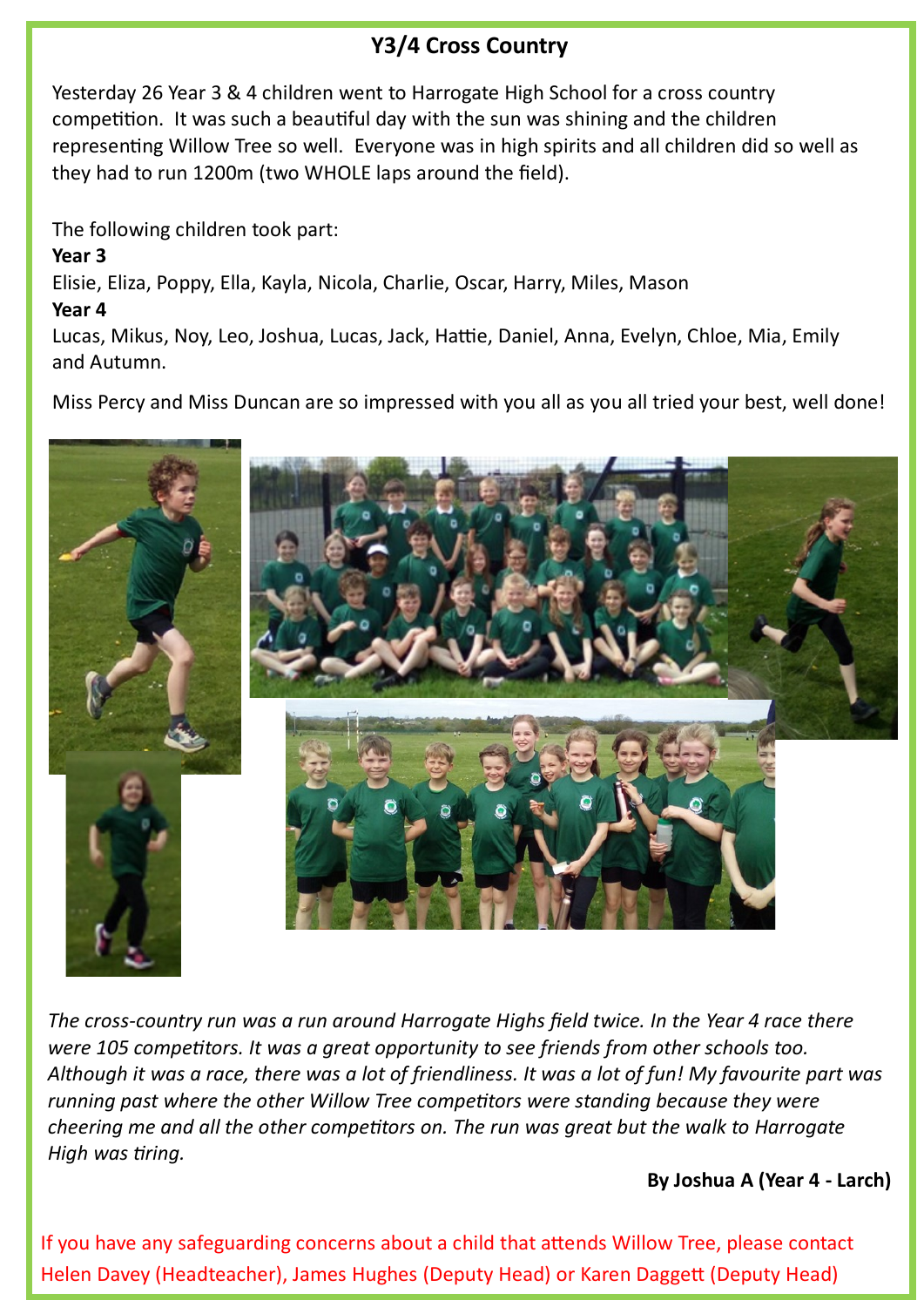## Y3/4 Cross Country

Yesterday 26 Year 3 & 4 children went to Harrogate High School for a cross country competition. It was such a beautiful day with the sun was shining and the children representing Willow Tree so well. Everyone was in high spirits and all children did so well as they had to run 1200m (two WHOLE laps around the field).

The following children took part:

**Year 3**

Elisie, Eliza, Poppy, Ella, Kayla, Nicola, Charlie, Oscar, Harry, Miles, Mason

**Year 4**

Lucas, Mikus, Noy, Leo, Joshua, Lucas, Jack, Hattie, Daniel, Anna, Evelyn, Chloe, Mia, Emily and Autumn.

Miss Percy and Miss Duncan are so impressed with you all as you all tried your best, well done!

*The cross-country run was a run around Harrogate Highs field twice. In the Year 4 race there were 105 competitors. It was a great opportunity to see friends from other schools too. Although it was a race, there was a lot of friendliness. It was a lot of fun! My favourite part was running past where the other Willow Tree competitors were standing because they were cheering me and all the other competitors on. The run was great but the walk to Harrogate High was tiring.*

**By Joshua A (Year 4 - Larch)**

If you have any safeguarding concerns about a child that attends Willow Tree, please contact Helen Davey (Headteacher), James Hughes (Deputy Head) or Karen Daggett (Deputy Head)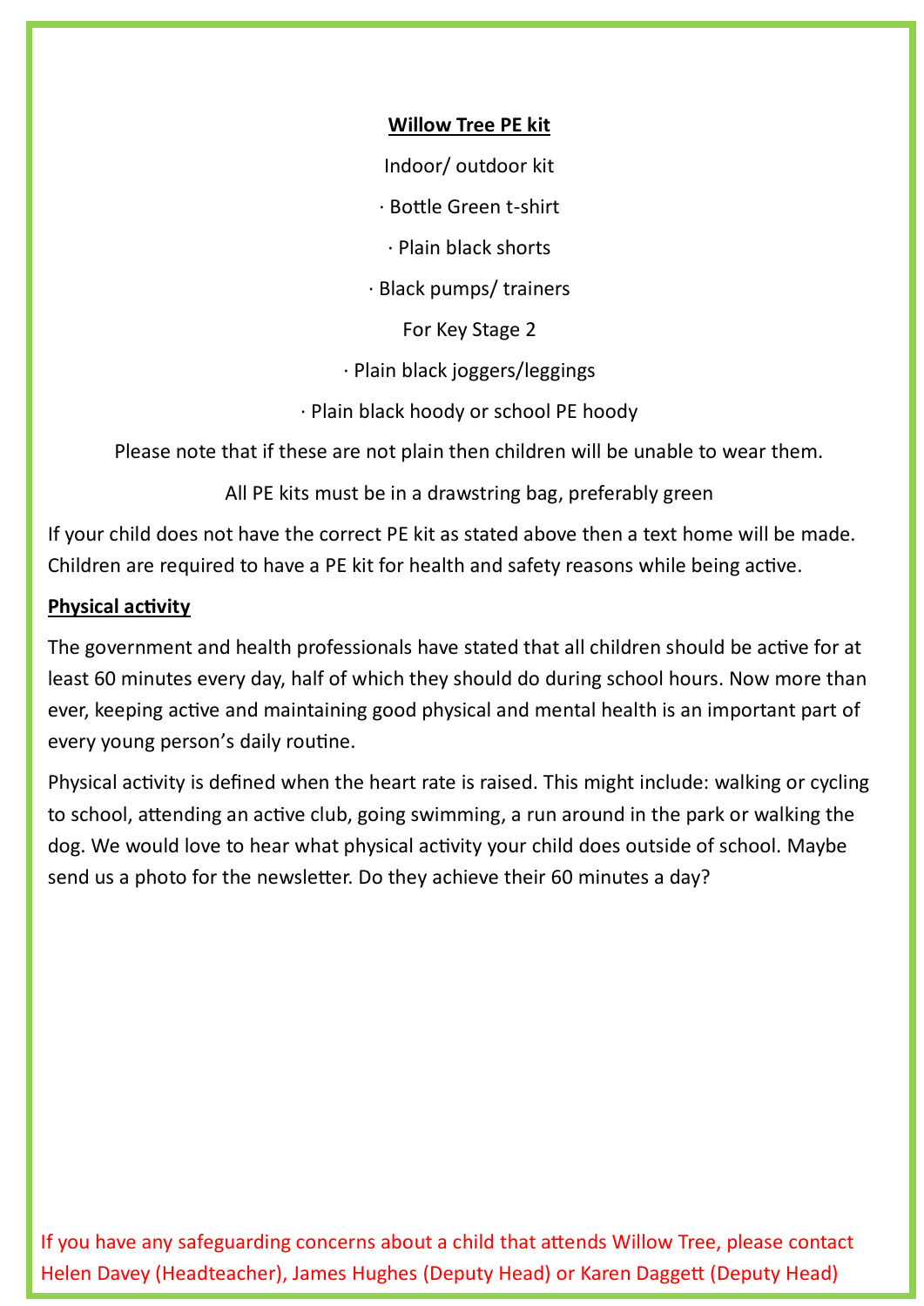**Willow Tree PE kit**

Indoor/ outdoor kit

· Bottle Green t-shirt

· Plain black shorts

· Black pumps/ trainers

For Key Stage 2

· Plain black joggers/leggings

· Plain black hoody or school PE hoody

Please note that if these are not plain then children will be unable to wear them.

All PE kits must be in a drawstring bag, preferably green

If your child does not have the correct PE kit as stated above then a text home will be made. Children are required to have a PE kit for health and safety reasons while being active.

**Physical activity**

The government and health professionals have stated that all children should be active for at least 60 minutes every day, half of which they should do during school hours. Now more than ever, keeping active and maintaining good physical and mental health is an important part of every young person's daily routine.

Physical activity is defined when the heart rate is raised. This might include: walking or cycling to school, attending an active club, going swimming, a run around in the park or walking the dog. We would love to hear what physical activity your child does outside of school. Maybe send us a photo for the newsletter. Do they achieve their 60 minutes a day?

If you have any safeguarding concerns about a child that attends Willow Tree, please contact Helen Davey (Headteacher), James Hughes (Deputy Head) or Karen Daggett (Deputy Head)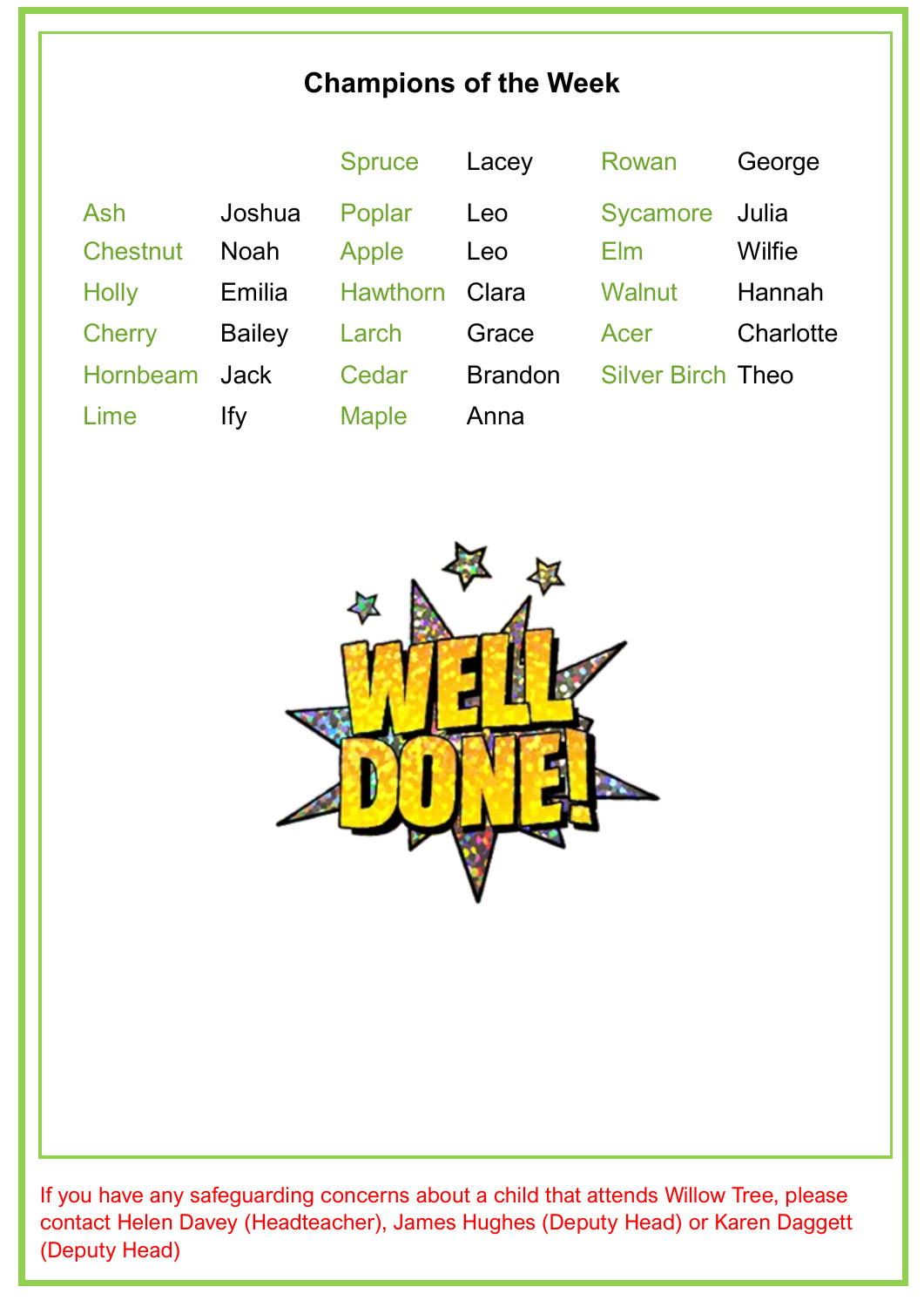# Champions of the Week

| | | | | | |
|---|---|---|---|---|---|
| | | Spruce | Lacey | Rowan | George |
| Ash | Joshua | Poplar | Leo | Sycamore | Julia |
| Chestnut | Noah | Apple | Leo | Elm | Wilfie |
| Holly | Emilia | Hawthorn | Clara | Walnut | Hannah |
| Cherry | Bailey | Larch | Grace | Acer | Charlotte |
| Hornbeam | Jack | Cedar | Brandon | Silver Birch | Theo |
| Lime | Ify | Maple | Anna | | |

WELL DONE!

If you have any safeguarding concerns about a child that attends Willow Tree, please contact Helen Davey (Headteacher), James Hughes (Deputy Head) or Karen Daggett (Deputy Head)